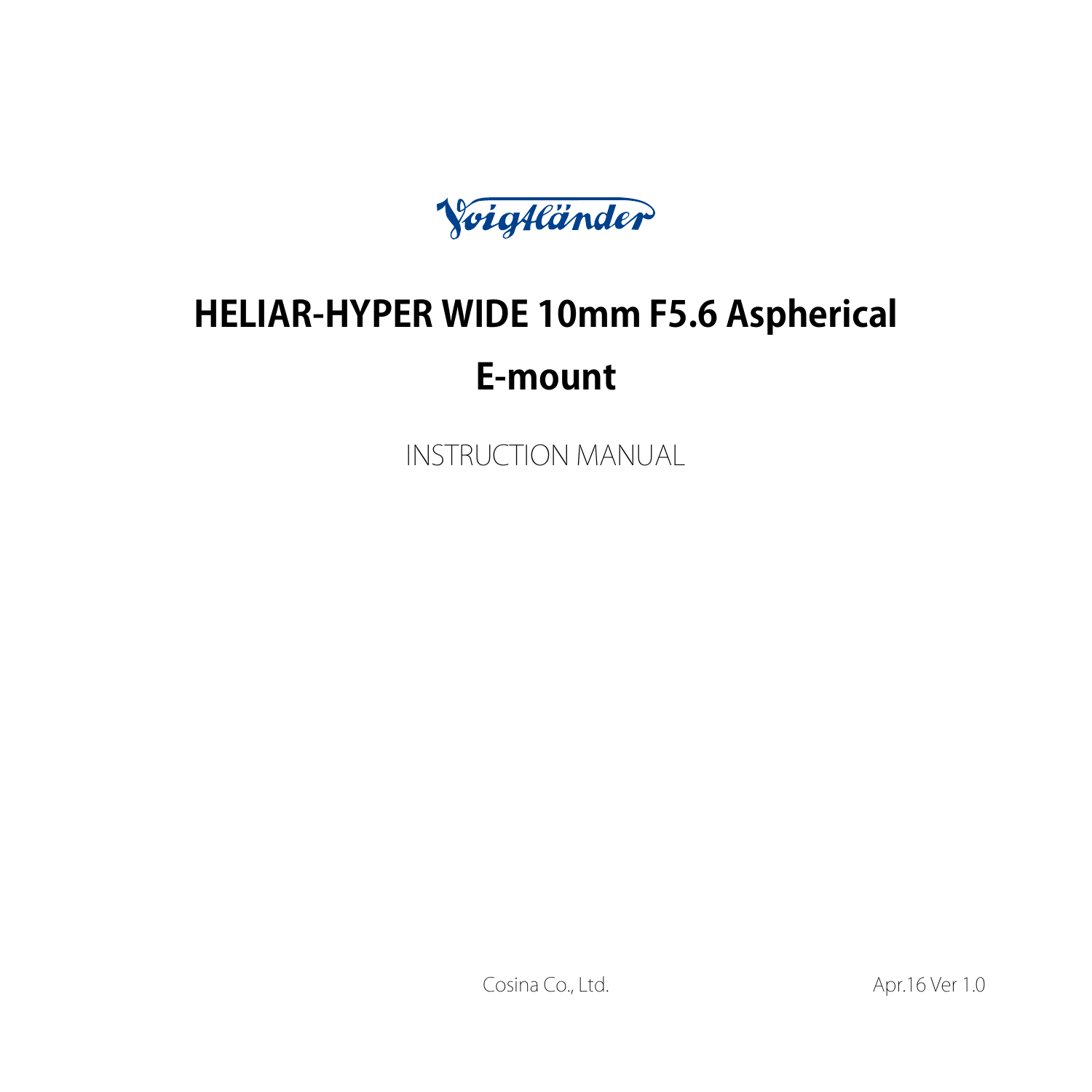Voigtländer

# HELIAR-HYPER WIDE 10mm F5.6 Aspherical

# E-mount

INSTRUCTION MANUAL

Cosina Co., Ltd.

Apr.16 Ver 1.0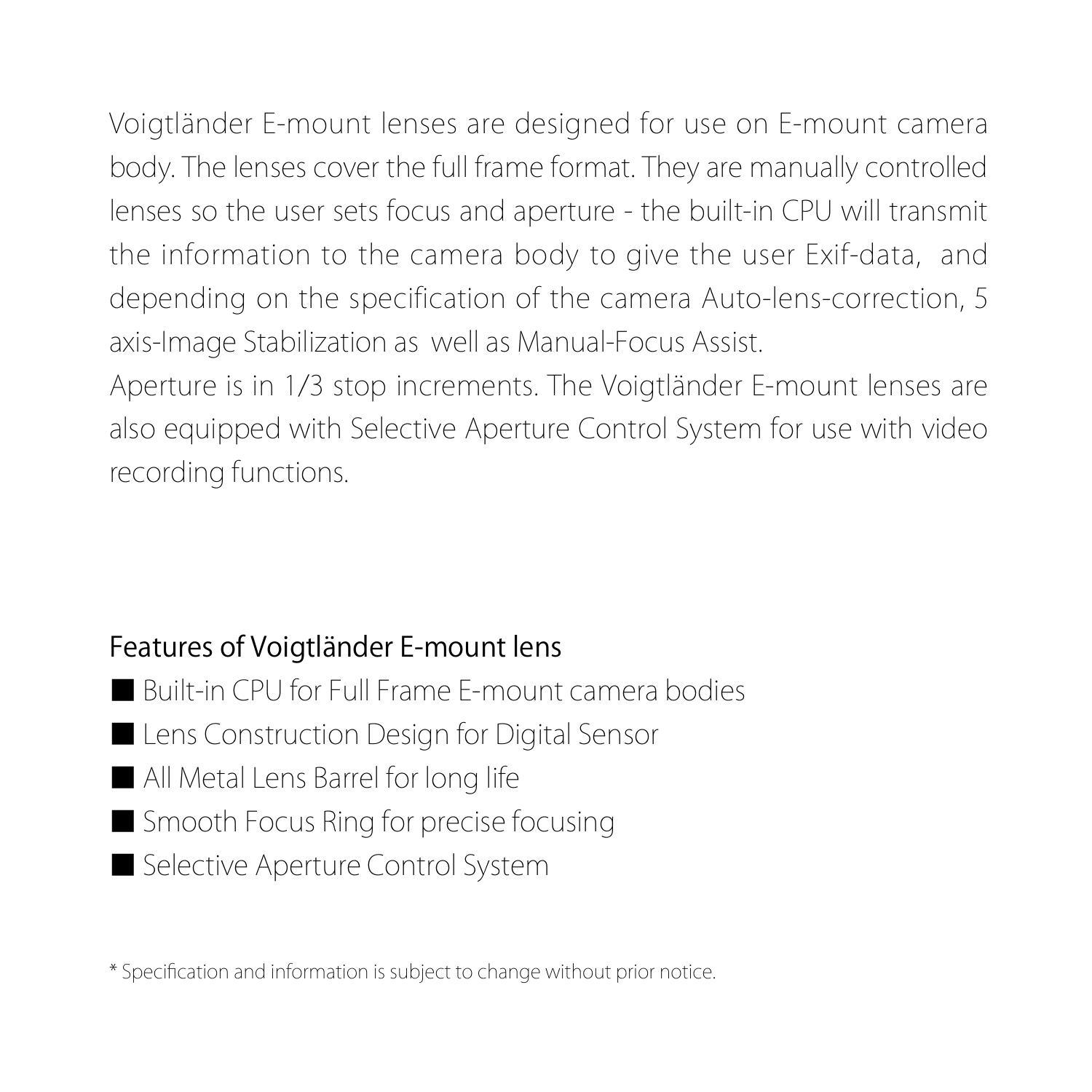Voigtländer E-mount lenses are designed for use on E-mount camera body. The lenses cover the full frame format. They are manually controlled lenses so the user sets focus and aperture - the built-in CPU will transmit the information to the camera body to give the user Exif-data, and depending on the specification of the camera Auto-lens-correction, 5 axis-Image Stabilization as well as Manual-Focus Assist.
Aperture is in 1/3 stop increments. The Voigtländer E-mount lenses are also equipped with Selective Aperture Control System for use with video recording functions.

## Features of Voigtländer E-mount lens

- Built-in CPU for Full Frame E-mount camera bodies
- Lens Construction Design for Digital Sensor
- All Metal Lens Barrel for long life
- Smooth Focus Ring for precise focusing
- Selective Aperture Control System

* Specification and information is subject to change without prior notice.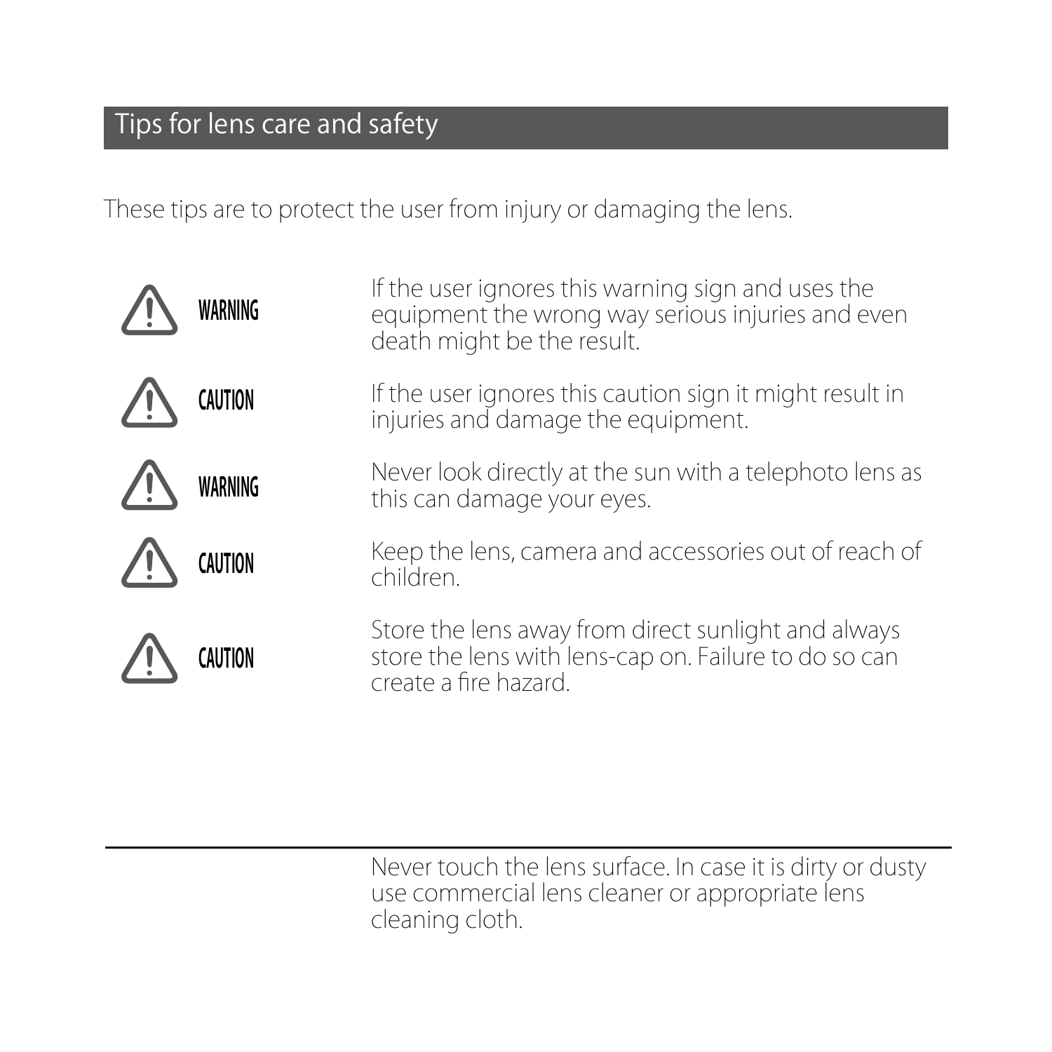## Tips for lens care and safety

These tips are to protect the user from injury or damaging the lens.

| | |
|---|---|
| ⚠ **WARNING** | If the user ignores this warning sign and uses the equipment the wrong way serious injuries and even death might be the result. |
| ⚠ **CAUTION** | If the user ignores this caution sign it might result in injuries and damage the equipment. |
| ⚠ **WARNING** | Never look directly at the sun with a telephoto lens as this can damage your eyes. |
| ⚠ **CAUTION** | Keep the lens, camera and accessories out of reach of children. |
| ⚠ **CAUTION** | Store the lens away from direct sunlight and always store the lens with lens-cap on. Failure to do so can create a fire hazard. |

---

Never touch the lens surface. In case it is dirty or dusty use commercial lens cleaner or appropriate lens cleaning cloth.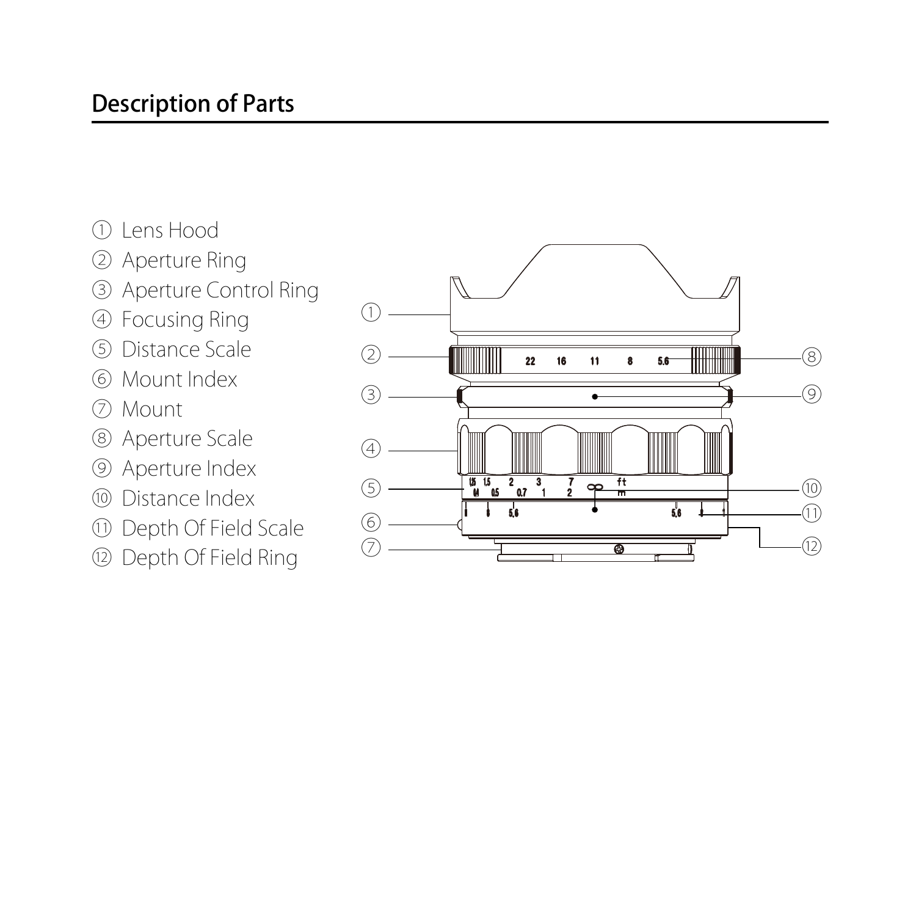## Description of Parts

① Lens Hood
② Aperture Ring
③ Aperture Control Ring
④ Focusing Ring
⑤ Distance Scale
⑥ Mount Index
⑦ Mount
⑧ Aperture Scale
⑨ Aperture Index
⑩ Distance Index
⑪ Depth Of Field Scale
⑫ Depth Of Field Ring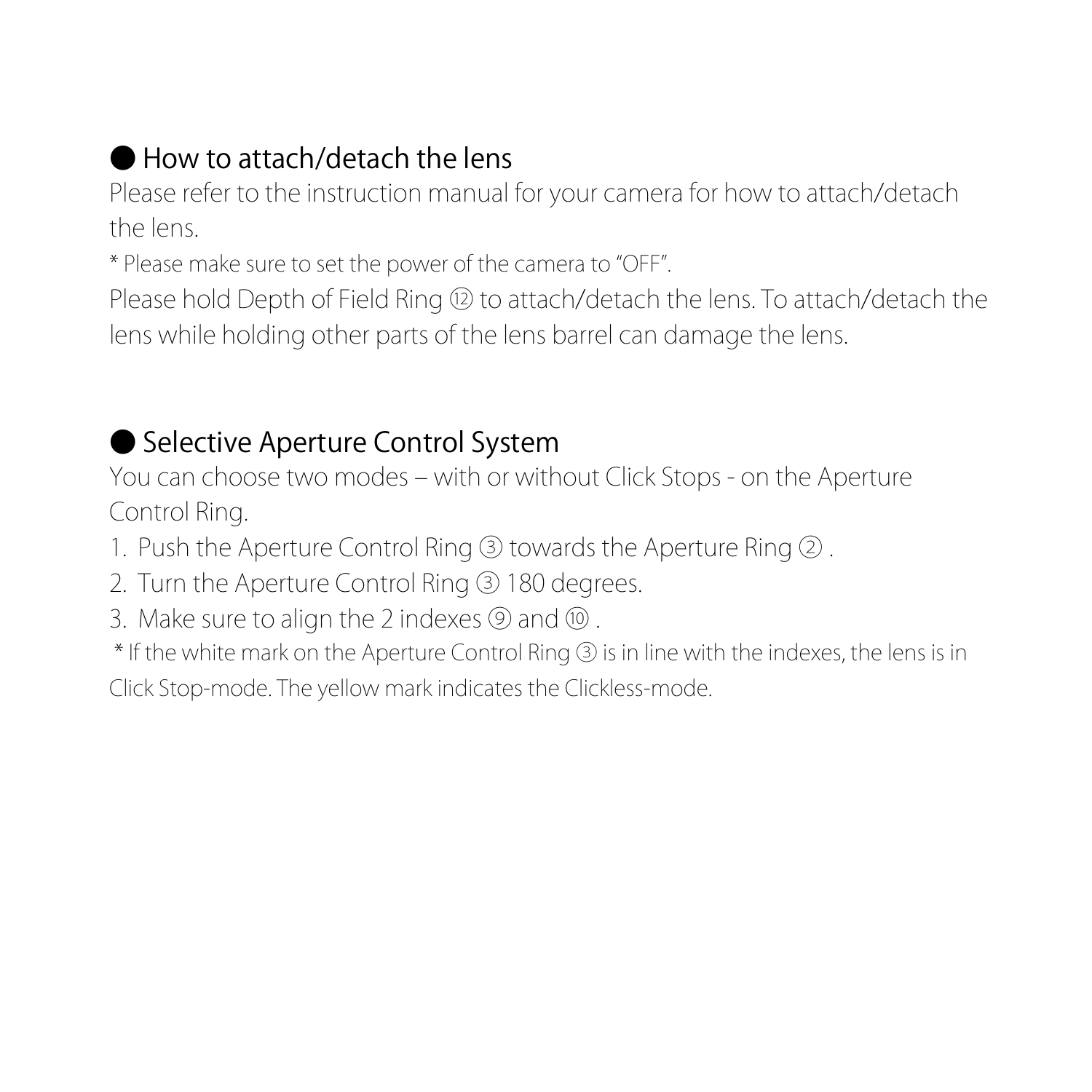## ● How to attach/detach the lens

Please refer to the instruction manual for your camera for how to attach/detach the lens.

* Please make sure to set the power of the camera to “OFF”.

Please hold Depth of Field Ring ⑫ to attach/detach the lens. To attach/detach the lens while holding other parts of the lens barrel can damage the lens.

## ● Selective Aperture Control System

You can choose two modes – with or without Click Stops - on the Aperture Control Ring.

1. Push the Aperture Control Ring ③ towards the Aperture Ring ② .
2. Turn the Aperture Control Ring ③ 180 degrees.
3. Make sure to align the 2 indexes ⑨ and ⑩ .

* If the white mark on the Aperture Control Ring ③ is in line with the indexes, the lens is in Click Stop-mode. The yellow mark indicates the Clickless-mode.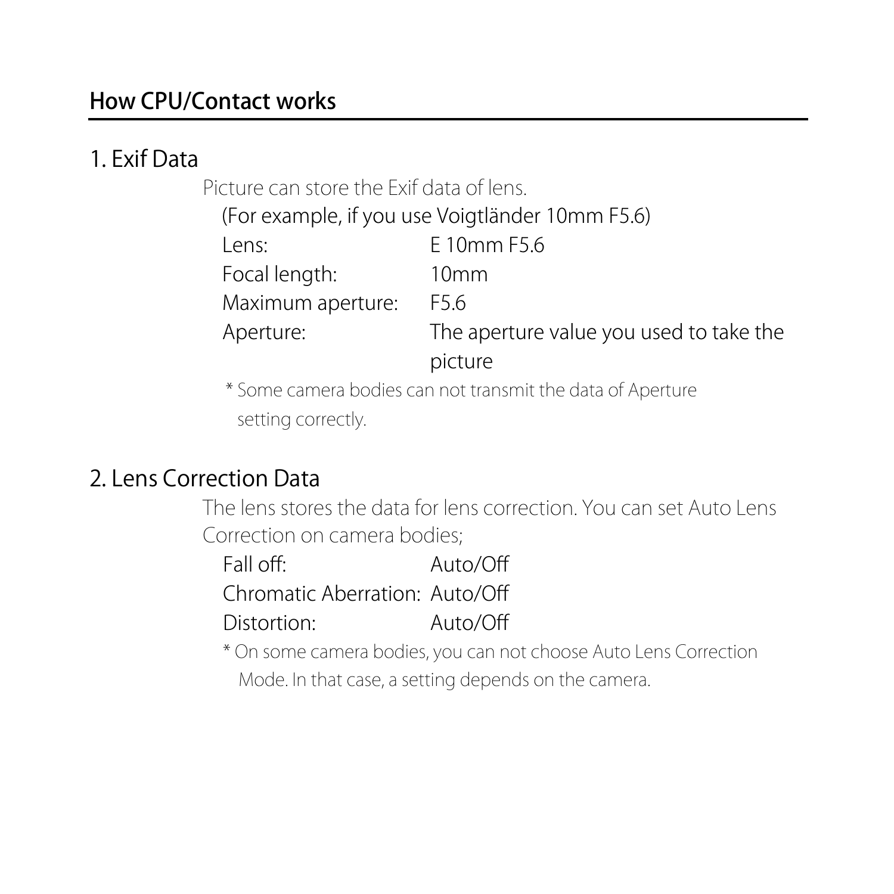## How CPU/Contact works

### 1. Exif Data

Picture can store the Exif data of lens.

(For example, if you use Voigtländer 10mm F5.6)

| | |
|---|---|
| Lens: | E 10mm F5.6 |
| Focal length: | 10mm |
| Maximum aperture: | F5.6 |
| Aperture: | The aperture value you used to take the picture |

* Some camera bodies can not transmit the data of Aperture setting correctly.

### 2. Lens Correction Data

The lens stores the data for lens correction. You can set Auto Lens Correction on camera bodies;

| | |
|---|---|
| Fall off: | Auto/Off |
| Chromatic Aberration: | Auto/Off |
| Distortion: | Auto/Off |

* On some camera bodies, you can not choose Auto Lens Correction Mode. In that case, a setting depends on the camera.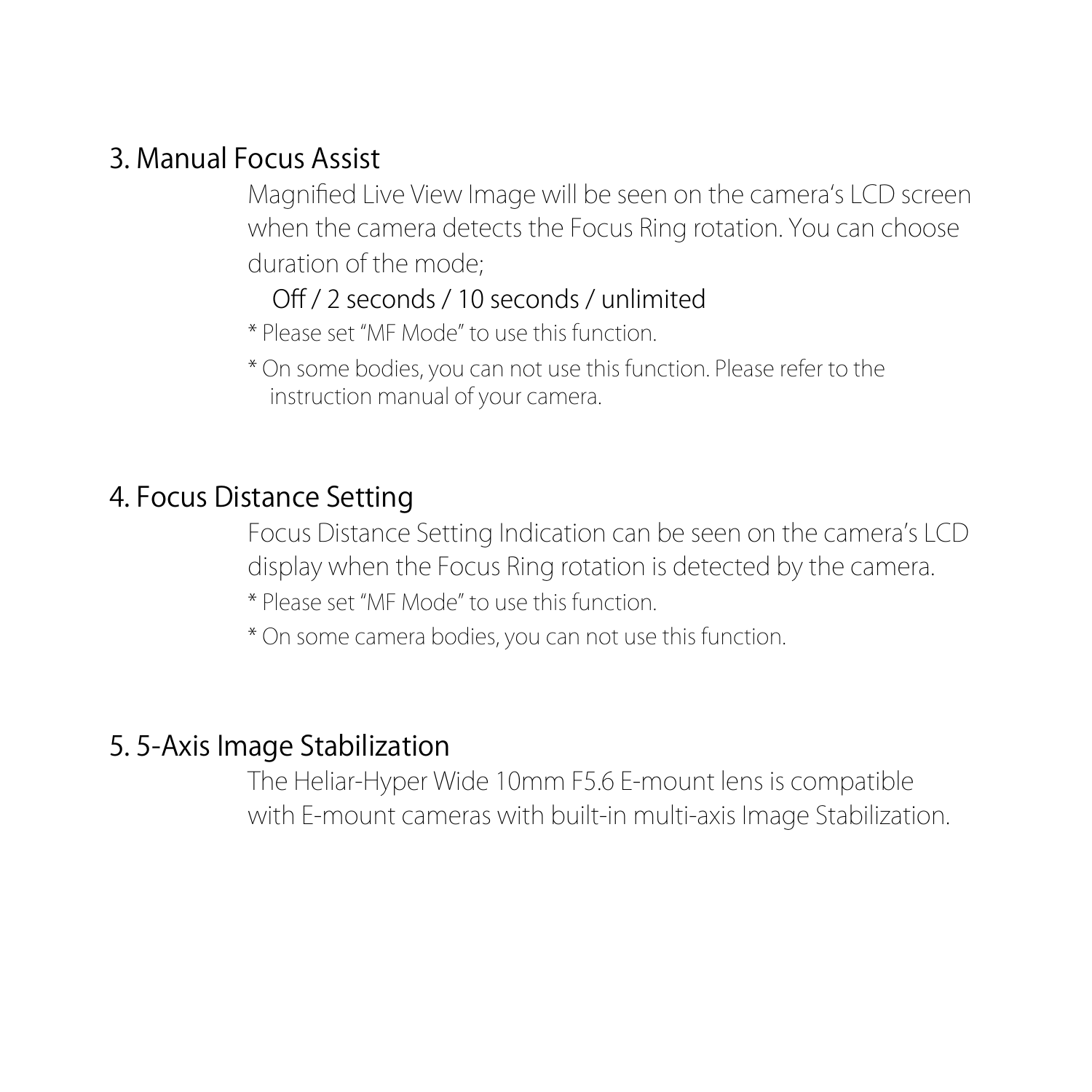## 3. Manual Focus Assist

Magnified Live View Image will be seen on the camera's LCD screen when the camera detects the Focus Ring rotation. You can choose duration of the mode;

Off / 2 seconds / 10 seconds / unlimited

* Please set "MF Mode" to use this function.

* On some bodies, you can not use this function. Please refer to the instruction manual of your camera.

## 4. Focus Distance Setting

Focus Distance Setting Indication can be seen on the camera's LCD display when the Focus Ring rotation is detected by the camera.

* Please set "MF Mode" to use this function.

* On some camera bodies, you can not use this function.

## 5. 5-Axis Image Stabilization

The Heliar-Hyper Wide 10mm F5.6 E-mount lens is compatible with E-mount cameras with built-in multi-axis Image Stabilization.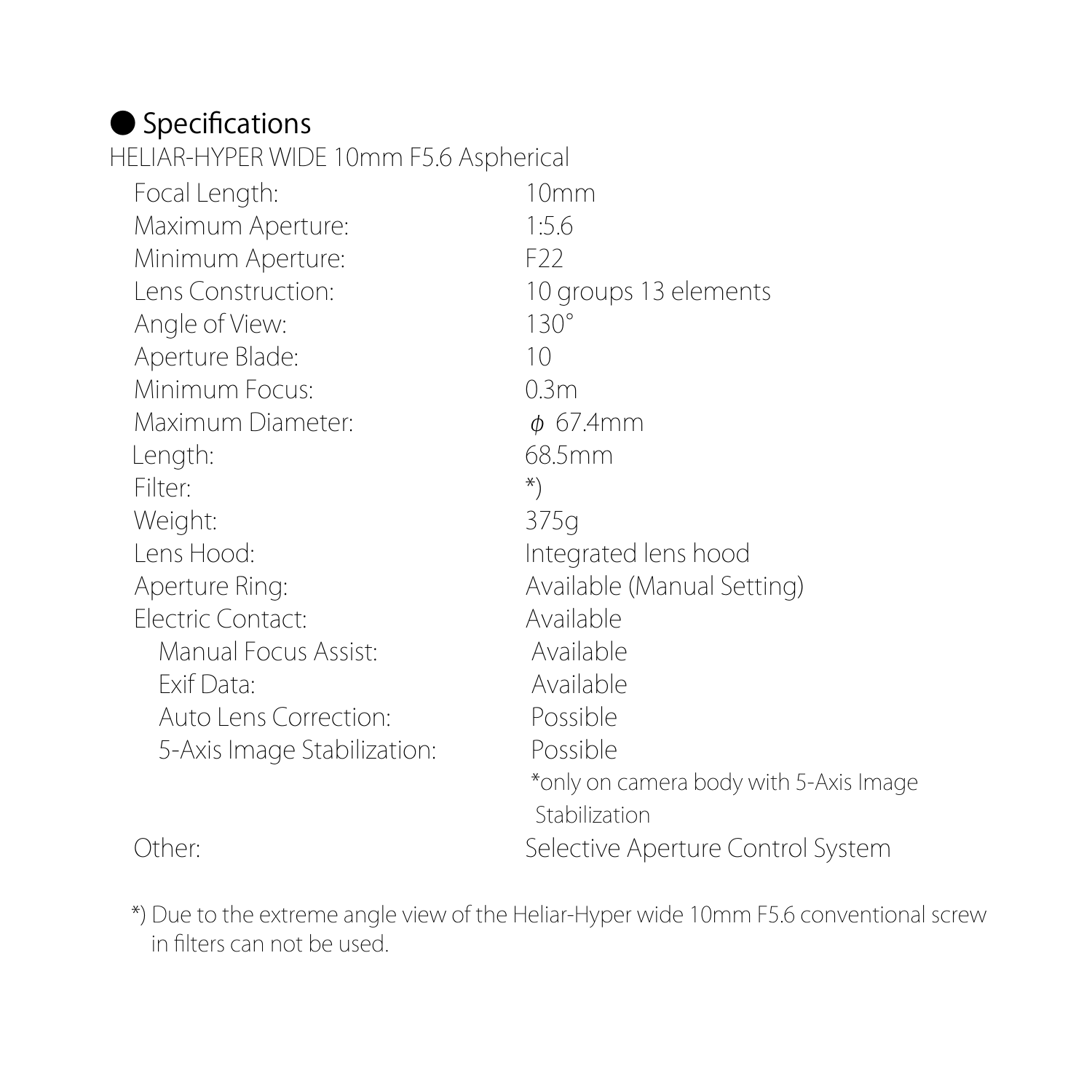## ● Specifications

HELIAR-HYPER WIDE 10mm F5.6 Aspherical

| | |
|---|---|
| Focal Length: | 10mm |
| Maximum Aperture: | 1:5.6 |
| Minimum Aperture: | F22 |
| Lens Construction: | 10 groups 13 elements |
| Angle of View: | 130° |
| Aperture Blade: | 10 |
| Minimum Focus: | 0.3m |
| Maximum Diameter: | ϕ 67.4mm |
| Length: | 68.5mm |
| Filter: | *) |
| Weight: | 375g |
| Lens Hood: | Integrated lens hood |
| Aperture Ring: | Available (Manual Setting) |
| Electric Contact: | Available |
| Manual Focus Assist: | Available |
| Exif Data: | Available |
| Auto Lens Correction: | Possible |
| 5-Axis Image Stabilization: | Possible<br>*only on camera body with 5-Axis Image Stabilization |
| Other: | Selective Aperture Control System |

*) Due to the extreme angle view of the Heliar-Hyper wide 10mm F5.6 conventional screw in filters can not be used.